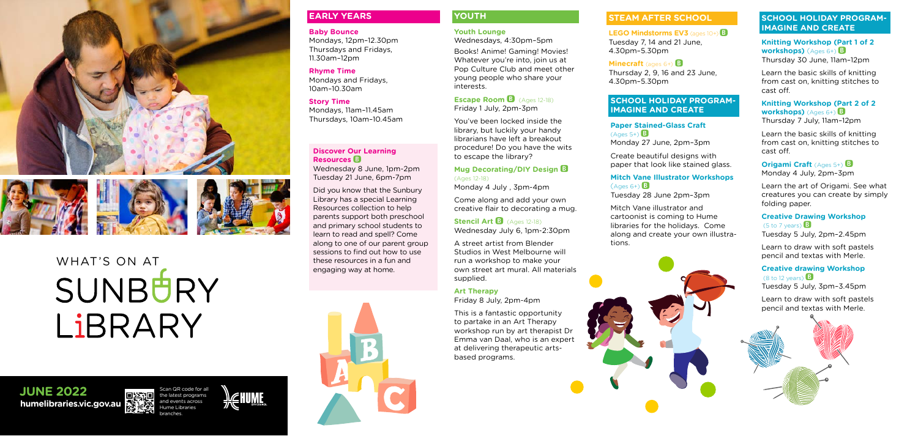# WHAT'S ON AT SUNBURY LIBRARY

**JUNE 2022**
**humelibraries.vic.gov.au**

Scan QR code for all the latest programs and events across Hume Libraries branches.

## EARLY YEARS

**Baby Bounce**
Mondays, 12pm–12.30pm
Thursdays and Fridays, 11.30am–12pm

**Rhyme Time**
Mondays and Fridays, 10am–10.30am

**Story Time**
Mondays, 11am–11.45am
Thursdays, 10am–10.45am

**Discover Our Learning Resources** B
Wednesday 8 June, 1pm-2pm
Tuesday 21 June, 6pm-7pm

Did you know that the Sunbury Library has a special Learning Resources collection to help parents support both preschool and primary school students to learn to read and spell? Come along to one of our parent group sessions to find out how to use these resources in a fun and engaging way at home.

## YOUTH

**Youth Lounge**
Wednesdays, 4:30pm–5pm

Books! Anime! Gaming! Movies! Whatever you're into, join us at Pop Culture Club and meet other young people who share your interests.

**Escape Room** B (Ages 12-18)
Friday 1 July, 2pm-3pm

You've been locked inside the library, but luckily your handy librarians have left a breakout procedure! Do you have the wits to escape the library?

**Mug Decorating/DIY Design** B (Ages 12-18)
Monday 4 July , 3pm-4pm

Come along and add your own creative flair to decorating a mug.

**Stencil Art** B (Ages 12-18)
Wednesday July 6, 1pm-2:30pm

A street artist from Blender Studios in West Melbourne will run a workshop to make your own street art mural. All materials supplied.

**Art Therapy**
Friday 8 July, 2pm-4pm

This is a fantastic opportunity to partake in an Art Therapy workshop run by art therapist Dr Emma van Daal, who is an expert at delivering therapeutic arts-based programs.

## STEAM AFTER SCHOOL

**LEGO Mindstorms EV3** (ages 10+) B
Tuesday 7, 14 and 21 June, 4.30pm–5.30pm

**Minecraft** (ages 6+) B
Thursday 2, 9, 16 and 23 June, 4.30pm–5.30pm

## SCHOOL HOLIDAY PROGRAM-IMAGINE AND CREATE

**Paper Stained-Glass Craft** (Ages 5+) B
Monday 27 June, 2pm–3pm

Create beautiful designs with paper that look like stained glass.

**Mitch Vane Illustrator Workshops** (Ages 6+) B
Tuesday 28 June 2pm–3pm

Mitch Vane illustrator and cartoonist is coming to Hume libraries for the holidays. Come along and create your own illustrations.

## SCHOOL HOLIDAY PROGRAM-IMAGINE AND CREATE

**Knitting Workshop (Part 1 of 2 workshops)** (Ages 6+) B
Thursday 30 June, 11am–12pm

Learn the basic skills of knitting from cast on, knitting stitches to cast off.

**Knitting Workshop (Part 2 of 2 workshops)** (Ages 6+) B
Thursday 7 July, 11am–12pm

Learn the basic skills of knitting from cast on, knitting stitches to cast off.

**Origami Craft** (Ages 5+) B
Monday 4 July, 2pm–3pm

Learn the art of Origami. See what creatures you can create by simply folding paper.

**Creative Drawing Workshop** (5 to 7 years) B
Tuesday 5 July, 2pm–2.45pm

Learn to draw with soft pastels pencil and textas with Merle.

**Creative drawing Workshop** (8 to 12 years) B
Tuesday 5 July, 3pm–3.45pm

Learn to draw with soft pastels pencil and textas with Merle.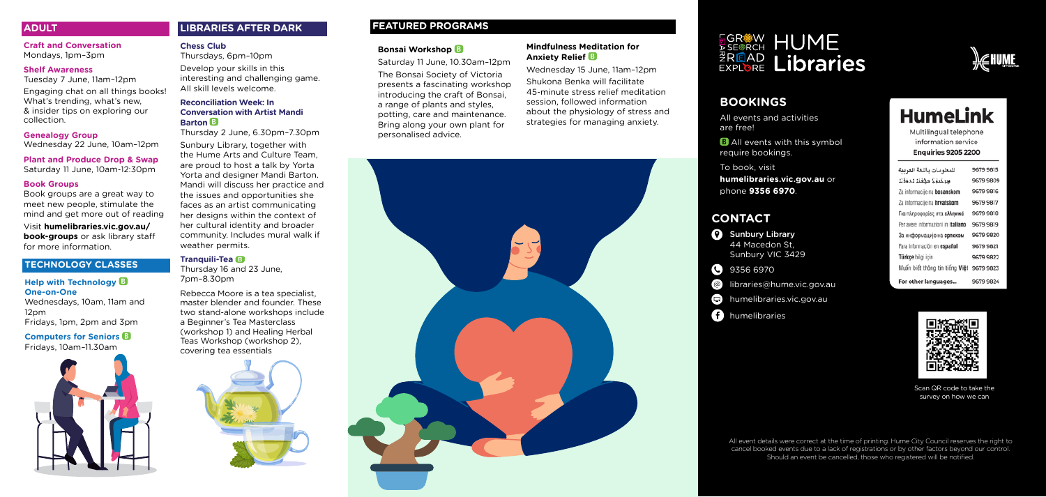## ADULT

**Craft and Conversation**
Mondays, 1pm–3pm

**Shelf Awareness**
Tuesday 7 June, 11am–12pm

Engaging chat on all things books! What's trending, what's new, & insider tips on exploring our collection.

**Genealogy Group**
Wednesday 22 June, 10am–12pm

**Plant and Produce Drop & Swap**
Saturday 11 June, 10am-12:30pm

**Book Groups**
Book groups are a great way to meet new people, stimulate the mind and get more out of reading

Visit **humelibraries.vic.gov.au/book-groups** or ask library staff for more information.

## TECHNOLOGY CLASSES

**Help with Technology One-on-One** B
Wednesdays, 10am, 11am and 12pm
Fridays, 1pm, 2pm and 3pm

**Computers for Seniors** B
Fridays, 10am–11.30am

## LIBRARIES AFTER DARK

**Chess Club**
Thursdays, 6pm–10pm

Develop your skills in this interesting and challenging game. All skill levels welcome.

**Reconciliation Week: In Conversation with Artist Mandi Barton** B
Thursday 2 June, 6.30pm–7.30pm

Sunbury Library, together with the Hume Arts and Culture Team, are proud to host a talk by Yorta Yorta and designer Mandi Barton. Mandi will discuss her practice and the issues and opportunities she faces as an artist communicating her designs within the context of her cultural identity and broader community. Includes mural walk if weather permits.

**Tranquili-Tea** B
Thursday 16 and 23 June, 7pm–8.30pm

Rebecca Moore is a tea specialist, master blender and founder. These two stand-alone workshops include a Beginner's Tea Masterclass (workshop 1) and Healing Herbal Teas Workshop (workshop 2), covering tea essentials

## FEATURED PROGRAMS

**Bonsai Workshop** B
Saturday 11 June, 10.30am–12pm

The Bonsai Society of Victoria presents a fascinating workshop introducing the craft of Bonsai, a range of plants and styles, potting, care and maintenance. Bring along your own plant for personalised advice.

**Mindfulness Meditation for Anxiety Relief** B
Wednesday 15 June, 11am–12pm

Shukona Benka will facilitate 45-minute stress relief meditation session, followed information about the physiology of stress and strategies for managing anxiety.

# HUME Libraries

GROW SEARCH READ EXPLORE LEARN

## BOOKINGS

All events and activities are free!

B All events with this symbol require bookings.

To book, visit **humelibraries.vic.gov.au** or phone **9356 6970**.

## CONTACT

Sunbury Library
44 Macedon St,
Sunbury VIC 3429

9356 6970

libraries@hume.vic.gov.au

humelibraries.vic.gov.au

humelibraries

# HumeLink

Multilingual telephone information service
**Enquiries 9205 2200**

| | |
|---|---|
| للمعلومات باللغة العربية | 9679 9815 |
| ܡܛܠ ܡܘܕܥܢܘܬܐ ܒܠܫܢܐ ܐܬܘܪܝܐ | 9679 9809 |
| Za informacije na **bosanskom** | 9679 9816 |
| Za informacije na **hrvatskom** | 9679 9817 |
| Για πληροφορίες στα **ελληνικά** | 9679 9818 |
| Per avere informazioni in **italiano** | 9679 9819 |
| За информације на **српском** | 9679 9820 |
| Para información en **español** | 9679 9821 |
| **Türkçe** bilgi için | 9679 9822 |
| Muốn biết thông tin tiếng **Việt** | 9679 9823 |
| **For other languages...** | 9679 9824 |

Scan QR code to take the survey on how we can

All event details were correct at the time of printing. Hume City Council reserves the right to cancel booked events due to a lack of registrations or by other factors beyond our control. Should an event be cancelled, those who registered will be notified.